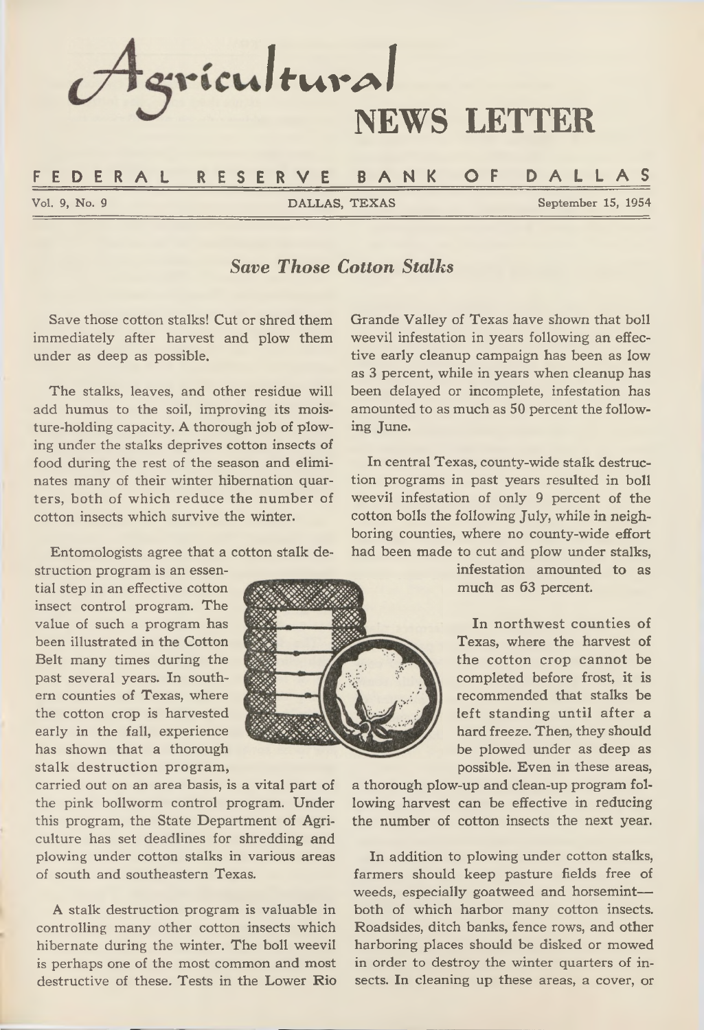# Agricultural NEWS LETTER

## FEDERAL RESERVE BANK OF DALLAS

Vol. 9, No. 9 DALLAS, TEXAS September 15, 1954

### *Save Those Cotton Stalks*

Save those cotton stalks! Cut or shred them immediately after harvest and plow them under as deep as possible.

The stalks, leaves, and other residue will add humus to the soil, improving its moisture-holding capacity. A thorough job of plowing under the stalks deprives cotton insects of food during the rest of the season and eliminates many of their winter hibernation quarters, both of which reduce the number of cotton insects which survive the winter.

Entomologists agree that a cotton stalk destruction program is an essential step in an effective cotton insect control program. The value of such a program has been illustrated in the Cotton Belt many times during the past several years. In southern counties of Texas, where the cotton crop is harvested early in the fall, experience has shown that a thorough stalk destruction program, carried out on an area basis, is a vital part of the pink bollworm control program. Under this program, the State Department of Agriculture has set deadlines for shredding and plowing under cotton stalks in various areas of south and southeastern Texas.

A stalk destruction program is valuable in controlling many other cotton insects which hibernate during the winter. The boll weevil is perhaps one of the most common and most destructive of these. Tests in the Lower Rio Grande Valley of Texas have shown that boll weevil infestation in years following an effective early cleanup campaign has been as low as 3 percent, while in years when cleanup has been delayed or incomplete, infestation has amounted to as much as 50 percent the following June.

In central Texas, county-wide stalk destruction programs in past years resulted in boll weevil infestation of only 9 percent of the cotton bolls the following July, while in neighboring counties, where no county-wide effort had been made to cut and plow under stalks, infestation amounted to as much as 63 percent.

In northwest counties of Texas, where the harvest of the cotton crop cannot be completed before frost, it is recommended that stalks be left standing until after a hard freeze. Then, they should be plowed under as deep as possible. Even in these areas, a thorough plow-up and clean-up program following harvest can be effective in reducing the number of cotton insects the next year.

In addition to plowing under cotton stalks, farmers should keep pasture fields free of weeds, especially goatweed and horsemint—both of which harbor many cotton insects. Roadsides, ditch banks, fence rows, and other harboring places should be disked or mowed in order to destroy the winter quarters of insects. In cleaning up these areas, a cover, or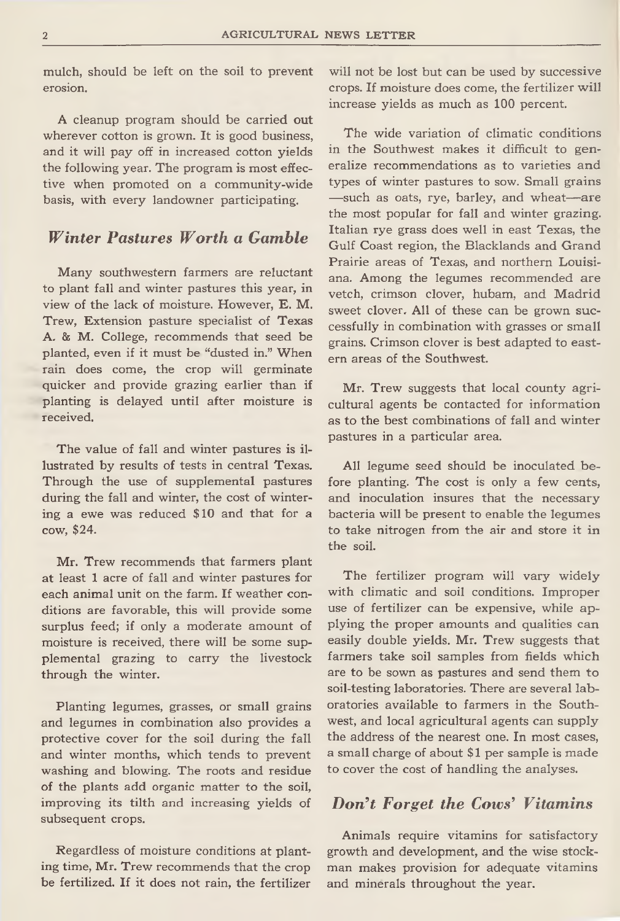mulch, should be left on the soil to prevent erosion.

A cleanup program should be carried out wherever cotton is grown. It is good business, and it will pay off in increased cotton yields the following year. The program is most effective when promoted on a community-wide basis, with every landowner participating.

## *Winter Pastures Worth a Gamble*

Many southwestern farmers are reluctant to plant fall and winter pastures this year, in view of the lack of moisture. However, E. M. Trew, Extension pasture specialist of Texas A. & M. College, recommends that seed be planted, even if it must be "dusted in." When rain does come, the crop will germinate quicker and provide grazing earlier than if planting is delayed until after moisture is received.

The value of fall and winter pastures is illustrated by results of tests in central Texas. Through the use of supplemental pastures during the fall and winter, the cost of wintering a ewe was reduced $10 and that for a cow, $24.

Mr. Trew recommends that farmers plant at least 1 acre of fall and winter pastures for each animal unit on the farm. If weather conditions are favorable, this will provide some surplus feed; if only a moderate amount of moisture is received, there will be some supplemental grazing to carry the livestock through the winter.

Planting legumes, grasses, or small grains and legumes in combination also provides a protective cover for the soil during the fall and winter months, which tends to prevent washing and blowing. The roots and residue of the plants add organic matter to the soil, improving its tilth and increasing yields of subsequent crops.

Regardless of moisture conditions at planting time, Mr. Trew recommends that the crop be fertilized. If it does not rain, the fertilizer will not be lost but can be used by successive crops. If moisture does come, the fertilizer will increase yields as much as 100 percent.

The wide variation of climatic conditions in the Southwest makes it difficult to generalize recommendations as to varieties and types of winter pastures to sow. Small grains —such as oats, rye, barley, and wheat—are the most popular for fall and winter grazing. Italian rye grass does well in east Texas, the Gulf Coast region, the Blacklands and Grand Prairie areas of Texas, and northern Louisiana. Among the legumes recommended are vetch, crimson clover, hubam, and Madrid sweet clover. All of these can be grown successfully in combination with grasses or small grains. Crimson clover is best adapted to eastern areas of the Southwest.

Mr. Trew suggests that local county agricultural agents be contacted for information as to the best combinations of fall and winter pastures in a particular area.

All legume seed should be inoculated before planting. The cost is only a few cents, and inoculation insures that the necessary bacteria will be present to enable the legumes to take nitrogen from the air and store it in the soil.

The fertilizer program will vary widely with climatic and soil conditions. Improper use of fertilizer can be expensive, while applying the proper amounts and qualities can easily double yields. Mr. Trew suggests that farmers take soil samples from fields which are to be sown as pastures and send them to soil-testing laboratories. There are several laboratories available to farmers in the Southwest, and local agricultural agents can supply the address of the nearest one. In most cases, a small charge of about $1 per sample is made to cover the cost of handling the analyses.

## *Don't Forget the Cows' Vitamins*

Animals require vitamins for satisfactory growth and development, and the wise stockman makes provision for adequate vitamins and minerals throughout the year.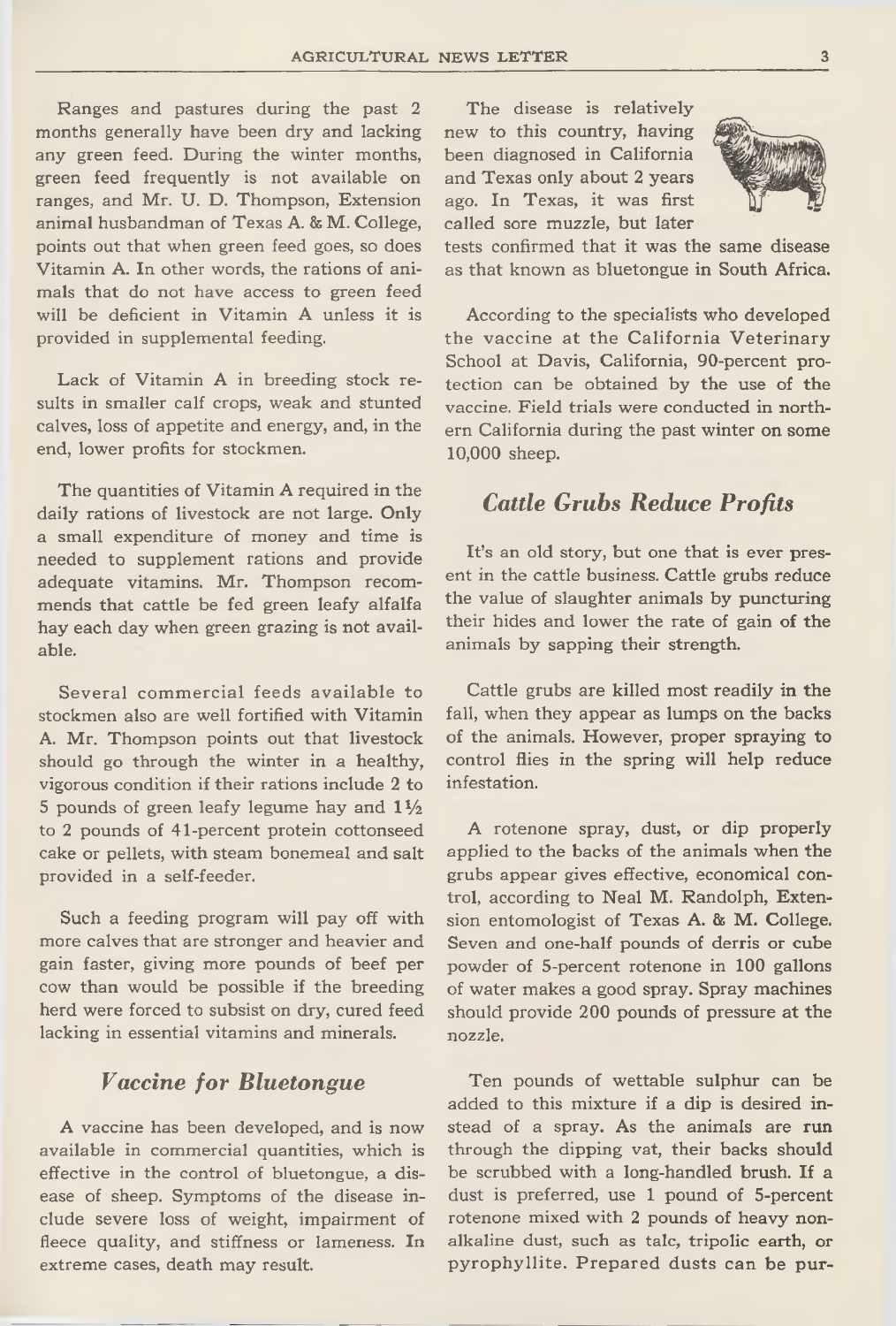Ranges and pastures during the past 2 months generally have been dry and lacking any green feed. During the winter months, green feed frequently is not available on ranges, and Mr. U. D. Thompson, Extension animal husbandman of Texas A. & M. College, points out that when green feed goes, so does Vitamin A. In other words, the rations of animals that do not have access to green feed will be deficient in Vitamin A unless it is provided in supplemental feeding.

Lack of Vitamin A in breeding stock results in smaller calf crops, weak and stunted calves, loss of appetite and energy, and, in the end, lower profits for stockmen.

The quantities of Vitamin A required in the daily rations of livestock are not large. Only a small expenditure of money and time is needed to supplement rations and provide adequate vitamins. Mr. Thompson recommends that cattle be fed green leafy alfalfa hay each day when green grazing is not available.

Several commercial feeds available to stockmen also are well fortified with Vitamin A. Mr. Thompson points out that livestock should go through the winter in a healthy, vigorous condition if their rations include 2 to 5 pounds of green leafy legume hay and 1½ to 2 pounds of 41-percent protein cottonseed cake or pellets, with steam bonemeal and salt provided in a self-feeder.

Such a feeding program will pay off with more calves that are stronger and heavier and gain faster, giving more pounds of beef per cow than would be possible if the breeding herd were forced to subsist on dry, cured feed lacking in essential vitamins and minerals.

## *Vaccine for Bluetongue*

A vaccine has been developed, and is now available in commercial quantities, which is effective in the control of bluetongue, a disease of sheep. Symptoms of the disease include severe loss of weight, impairment of fleece quality, and stiffness or lameness. In extreme cases, death may result.

The disease is relatively new to this country, having been diagnosed in California and Texas only about 2 years ago. In Texas, it was first called sore muzzle, but later tests confirmed that it was the same disease as that known as bluetongue in South Africa.

According to the specialists who developed the vaccine at the California Veterinary School at Davis, California, 90-percent protection can be obtained by the use of the vaccine. Field trials were conducted in northern California during the past winter on some 10,000 sheep.

## *Cattle Grubs Reduce Profits*

It's an old story, but one that is ever present in the cattle business. Cattle grubs reduce the value of slaughter animals by puncturing their hides and lower the rate of gain of the animals by sapping their strength.

Cattle grubs are killed most readily in the fall, when they appear as lumps on the backs of the animals. However, proper spraying to control flies in the spring will help reduce infestation.

A rotenone spray, dust, or dip properly applied to the backs of the animals when the grubs appear gives effective, economical control, according to Neal M. Randolph, Extension entomologist of Texas A. & M. College. Seven and one-half pounds of derris or cube powder of 5-percent rotenone in 100 gallons of water makes a good spray. Spray machines should provide 200 pounds of pressure at the nozzle.

Ten pounds of wettable sulphur can be added to this mixture if a dip is desired instead of a spray. As the animals are run through the dipping vat, their backs should be scrubbed with a long-handled brush. If a dust is preferred, use 1 pound of 5-percent rotenone mixed with 2 pounds of heavy nonalkaline dust, such as talc, tripolic earth, or pyrophyllite. Prepared dusts can be pur-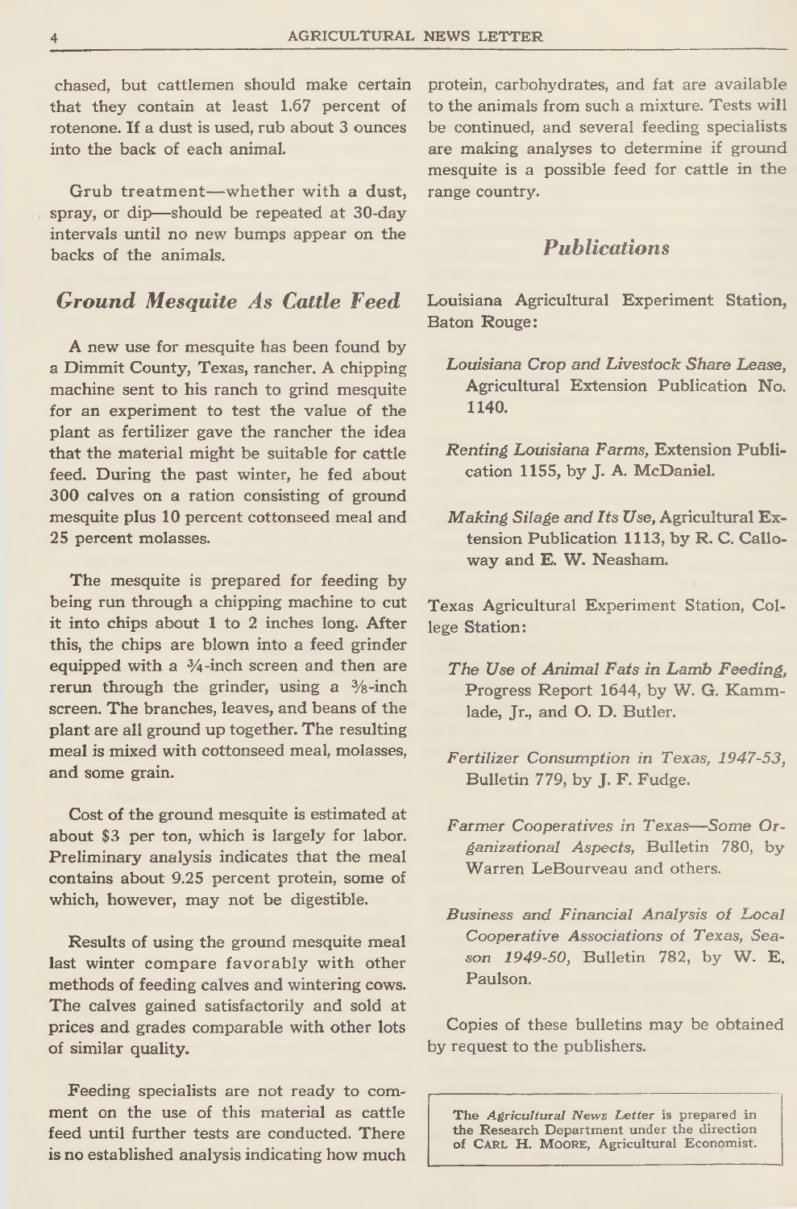chased, but cattlemen should make certain that they contain at least 1.67 percent of rotenone. If a dust is used, rub about 3 ounces into the back of each animal.

Grub treatment—whether with a dust, spray, or dip—should be repeated at 30-day intervals until no new bumps appear on the backs of the animals.

## *Ground Mesquite As Cattle Feed*

A new use for mesquite has been found by a Dimmit County, Texas, rancher. A chipping machine sent to his ranch to grind mesquite for an experiment to test the value of the plant as fertilizer gave the rancher the idea that the material might be suitable for cattle feed. During the past winter, he fed about 300 calves on a ration consisting of ground mesquite plus 10 percent cottonseed meal and 25 percent molasses.

The mesquite is prepared for feeding by being run through a chipping machine to cut it into chips about 1 to 2 inches long. After this, the chips are blown into a feed grinder equipped with a ¾-inch screen and then are rerun through the grinder, using a ⅜-inch screen. The branches, leaves, and beans of the plant are all ground up together. The resulting meal is mixed with cottonseed meal, molasses, and some grain.

Cost of the ground mesquite is estimated at about $3 per ton, which is largely for labor. Preliminary analysis indicates that the meal contains about 9.25 percent protein, some of which, however, may not be digestible.

Results of using the ground mesquite meal last winter compare favorably with other methods of feeding calves and wintering cows. The calves gained satisfactorily and sold at prices and grades comparable with other lots of similar quality.

Feeding specialists are not ready to comment on the use of this material as cattle feed until further tests are conducted. There is no established analysis indicating how much protein, carbohydrates, and fat are available to the animals from such a mixture. Tests will be continued, and several feeding specialists are making analyses to determine if ground mesquite is a possible feed for cattle in the range country.

## *Publications*

Louisiana Agricultural Experiment Station, Baton Rouge:

- *Louisiana Crop and Livestock Share Lease,* Agricultural Extension Publication No. 1140.
- *Renting Louisiana Farms,* Extension Publication 1155, by J. A. McDaniel.
- *Making Silage and Its Use,* Agricultural Extension Publication 1113, by R. C. Calloway and E. W. Neasham.

Texas Agricultural Experiment Station, College Station:

- *The Use of Animal Fats in Lamb Feeding,* Progress Report 1644, by W. G. Kammlade, Jr., and O. D. Butler.
- *Fertilizer Consumption in Texas, 1947-53,* Bulletin 779, by J. F. Fudge.
- *Farmer Cooperatives in Texas—Some Organizational Aspects,* Bulletin 780, by Warren LeBourveau and others.
- *Business and Financial Analysis of Local Cooperative Associations of Texas, Season 1949-50,* Bulletin 782, by W. E. Paulson.

Copies of these bulletins may be obtained by request to the publishers.

The *Agricultural News Letter* is prepared in the Research Department under the direction of CARL H. MOORE, Agricultural Economist.